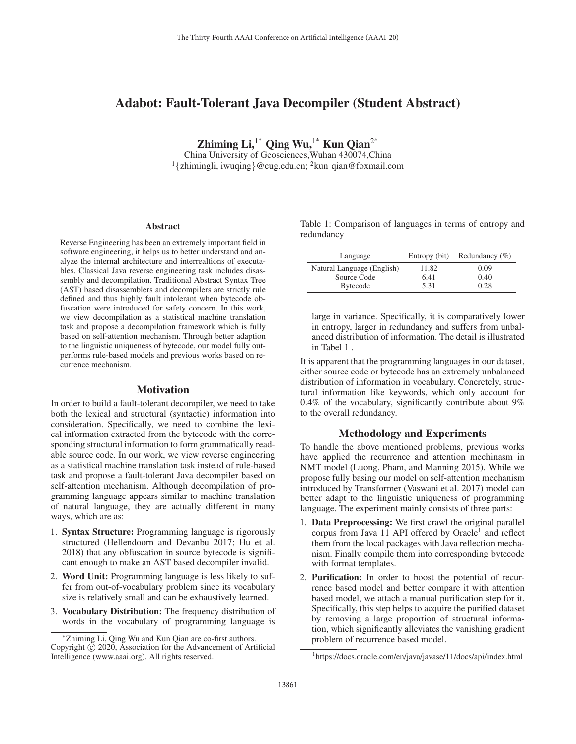# Adabot: Fault-Tolerant Java Decompiler (Student Abstract)

**Zhiming Li,[1*] Qing Wu,[1*] Kun Qian[2*]**

China University of Geosciences,Wuhan 430074,China

[1]{zhimingli, iwuqing}@cug.edu.cn; [2]kun_qian@foxmail.com

### Abstract

Reverse Engineering has been an extremely important field in software engineering, it helps us to better understand and analyze the internal architecture and interrealtions of executables. Classical Java reverse engineering task includes disassembly and decompilation. Traditional Abstract Syntax Tree (AST) based disassemblers and decompilers are strictly rule defined and thus highly fault intolerant when bytecode obfuscation were introduced for safety concern. In this work, we view decompilation as a statistical machine translation task and propose a decompilation framework which is fully based on self-attention mechanism. Through better adaption to the linguistic uniqueness of bytecode, our model fully outperforms rule-based models and previous works based on recurrence mechanism.

## Motivation

In order to build a fault-tolerant decompiler, we need to take both the lexical and structural (syntactic) information into consideration. Specifically, we need to combine the lexical information extracted from the bytecode with the corresponding structural information to form grammatically readable source code. In our work, we view reverse engineering as a statistical machine translation task instead of rule-based task and propose a fault-tolerant Java decompiler based on self-attention mechanism. Although decompilation of programming language appears similar to machine translation of natural language, they are actually different in many ways, which are as:

1. **Syntax Structure:** Programming language is rigorously structured (Hellendoorn and Devanbu 2017; Hu et al. 2018) that any obfuscation in source bytecode is significant enough to make an AST based decompiler invalid.
2. **Word Unit:** Programming language is less likely to suffer from out-of-vocabulary problem since its vocabulary size is relatively small and can be exhaustively learned.
3. **Vocabulary Distribution:** The frequency distribution of words in the vocabulary of programming language is large in variance. Specifically, it is comparatively lower in entropy, larger in redundancy and suffers from unbalanced distribution of information. The detail is illustrated in Tabel 1 .

Table 1: Comparison of languages in terms of entropy and redundancy

| Language | Entropy (bit) | Redundancy (%) |
| --- | --- | --- |
| Natural Language (English) | 11.82 | 0.09 |
| Source Code | 6.41 | 0.40 |
| Bytecode | 5.31 | 0.28 |

It is apparent that the programming languages in our dataset, either source code or bytecode has an extremely unbalanced distribution of information in vocabulary. Concretely, structural information like keywords, which only account for 0.4% of the vocabulary, significantly contribute about 9% to the overall redundancy.

## Methodology and Experiments

To handle the above mentioned problems, previous works have applied the recurrence and attention mechinasm in NMT model (Luong, Pham, and Manning 2015). While we propose fully basing our model on self-attention mechanism introduced by Transformer (Vaswani et al. 2017) model can better adapt to the linguistic uniqueness of programming language. The experiment mainly consists of three parts:

1. **Data Preprocessing:** We first crawl the original parallel corpus from Java 11 API offered by Oracle[1] and reflect them from the local packages with Java reflection mechanism. Finally compile them into corresponding bytecode with format templates.
2. **Purification:** In order to boost the potential of recurrence based model and better compare it with attention based model, we attach a manual purification step for it. Specifically, this step helps to acquire the purified dataset by removing a large proportion of structural information, which significantly alleviates the vanishing gradient problem of recurrence based model.

*Zhiming Li, Qing Wu and Kun Qian are co-first authors.
Copyright © 2020, Association for the Advancement of Artificial Intelligence (www.aaai.org). All rights reserved.

[1]https://docs.oracle.com/en/java/javase/11/docs/api/index.html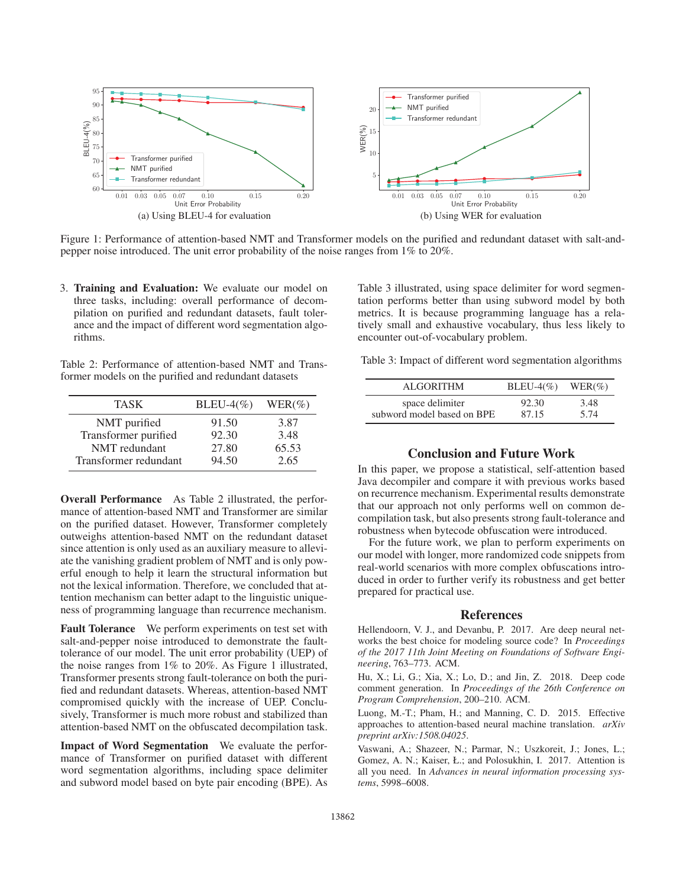95
90
85
80
75
70
65
60
BLEU-4(%)
Transformer purified
NMT purified
Transformer redundant
0.01 0.03 0.05 0.07 0.10 0.15 0.20
Unit Error Probability

(a) Using BLEU-4 for evaluation

20
15
10
5
WER(%)
Transformer purified
NMT purified
Transformer redundant
0.01 0.03 0.05 0.07 0.10 0.15 0.20
Unit Error Probability

(b) Using WER for evaluation

Figure 1: Performance of attention-based NMT and Transformer models on the purified and redundant dataset with salt-and-pepper noise introduced. The unit error probability of the noise ranges from 1% to 20%.

3. **Training and Evaluation:** We evaluate our model on three tasks, including: overall performance of decompilation on purified and redundant datasets, fault tolerance and the impact of different word segmentation algorithms.

Table 2: Performance of attention-based NMT and Transformer models on the purified and redundant datasets

| TASK | BLEU-4(%) | WER(%) |
|---|---|---|
| NMT purified | 91.50 | 3.87 |
| Transformer purified | 92.30 | 3.48 |
| NMT redundant | 27.80 | 65.53 |
| Transformer redundant | 94.50 | 2.65 |

**Overall Performance** As Table 2 illustrated, the performance of attention-based NMT and Transformer are similar on the purified dataset. However, Transformer completely outweighs attention-based NMT on the redundant dataset since attention is only used as an auxiliary measure to alleviate the vanishing gradient problem of NMT and is only powerful enough to help it learn the structural information but not the lexical information. Therefore, we concluded that attention mechanism can better adapt to the linguistic uniqueness of programming language than recurrence mechanism.

**Fault Tolerance** We perform experiments on test set with salt-and-pepper noise introduced to demonstrate the fault-tolerance of our model. The unit error probability (UEP) of the noise ranges from 1% to 20%. As Figure 1 illustrated, Transformer presents strong fault-tolerance on both the purified and redundant datasets. Whereas, attention-based NMT compromised quickly with the increase of UEP. Conclusively, Transformer is much more robust and stabilized than attention-based NMT on the obfuscated decompilation task.

**Impact of Word Segmentation** We evaluate the performance of Transformer on purified dataset with different word segmentation algorithms, including space delimiter and subword model based on byte pair encoding (BPE). As Table 3 illustrated, using space delimiter for word segmentation performs better than using subword model by both metrics. It is because programming language has a relatively small and exhaustive vocabulary, thus less likely to encounter out-of-vocabulary problem.

Table 3: Impact of different word segmentation algorithms

| ALGORITHM | BLEU-4(%) | WER(%) |
|---|---|---|
| space delimiter | 92.30 | 3.48 |
| subword model based on BPE | 87.15 | 5.74 |

## Conclusion and Future Work

In this paper, we propose a statistical, self-attention based Java decompiler and compare it with previous works based on recurrence mechanism. Experimental results demonstrate that our approach not only performs well on common decompilation task, but also presents strong fault-tolerance and robustness when bytecode obfuscation were introduced.

For the future work, we plan to perform experiments on our model with longer, more randomized code snippets from real-world scenarios with more complex obfuscations introduced in order to further verify its robustness and get better prepared for practical use.

## References

Hellendoorn, V. J., and Devanbu, P. 2017. Are deep neural networks the best choice for modeling source code? In *Proceedings of the 2017 11th Joint Meeting on Foundations of Software Engineering*, 763–773. ACM.

Hu, X.; Li, G.; Xia, X.; Lo, D.; and Jin, Z. 2018. Deep code comment generation. In *Proceedings of the 26th Conference on Program Comprehension*, 200–210. ACM.

Luong, M.-T.; Pham, H.; and Manning, C. D. 2015. Effective approaches to attention-based neural machine translation. *arXiv preprint arXiv:1508.04025*.

Vaswani, A.; Shazeer, N.; Parmar, N.; Uszkoreit, J.; Jones, L.; Gomez, A. N.; Kaiser, Ł.; and Polosukhin, I. 2017. Attention is all you need. In *Advances in neural information processing systems*, 5998–6008.